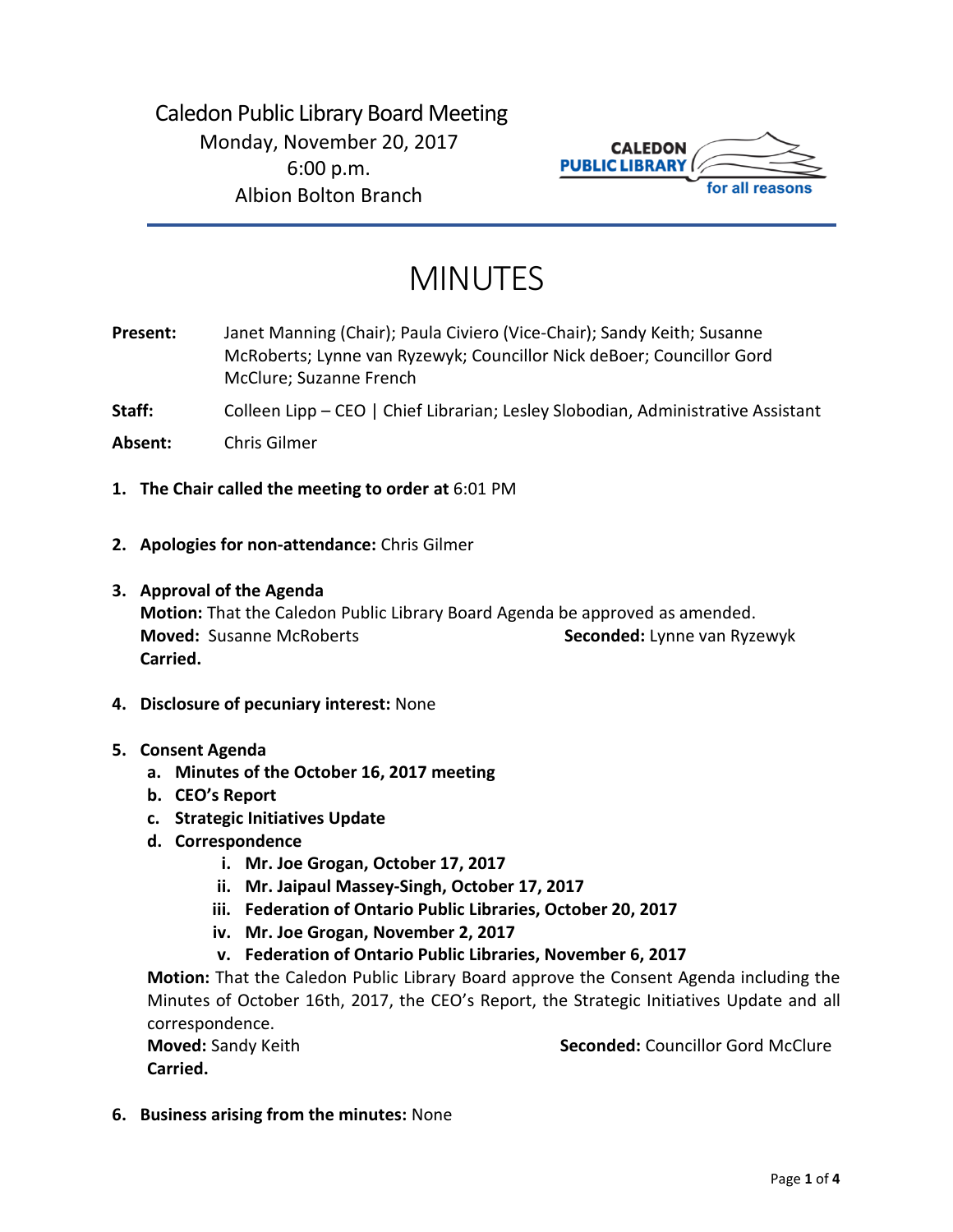Caledon Public Library Board Meeting
Monday, November 20, 2017
6:00 p.m.
Albion Bolton Branch

CALEDON PUBLIC LIBRARY
for all reasons

# MINUTES

**Present:** Janet Manning (Chair); Paula Civiero (Vice-Chair); Sandy Keith; Susanne McRoberts; Lynne van Ryzewyk; Councillor Nick deBoer; Councillor Gord McClure; Suzanne French

**Staff:** Colleen Lipp – CEO | Chief Librarian; Lesley Slobodian, Administrative Assistant

**Absent:** Chris Gilmer

1. **The Chair called the meeting to order at** 6:01 PM

2. **Apologies for non-attendance:** Chris Gilmer

3. **Approval of the Agenda**
   **Motion:** That the Caledon Public Library Board Agenda be approved as amended.
   **Moved:** Susanne McRoberts **Seconded:** Lynne van Ryzewyk
   **Carried.**

4. **Disclosure of pecuniary interest:** None

5. **Consent Agenda**
   a. **Minutes of the October 16, 2017 meeting**
   b. **CEO's Report**
   c. **Strategic Initiatives Update**
   d. **Correspondence**
      i. **Mr. Joe Grogan, October 17, 2017**
      ii. **Mr. Jaipaul Massey-Singh, October 17, 2017**
      iii. **Federation of Ontario Public Libraries, October 20, 2017**
      iv. **Mr. Joe Grogan, November 2, 2017**
      v. **Federation of Ontario Public Libraries, November 6, 2017**

   **Motion:** That the Caledon Public Library Board approve the Consent Agenda including the Minutes of October 16th, 2017, the CEO's Report, the Strategic Initiatives Update and all correspondence.
   **Moved:** Sandy Keith **Seconded:** Councillor Gord McClure
   **Carried.**

6. **Business arising from the minutes:** None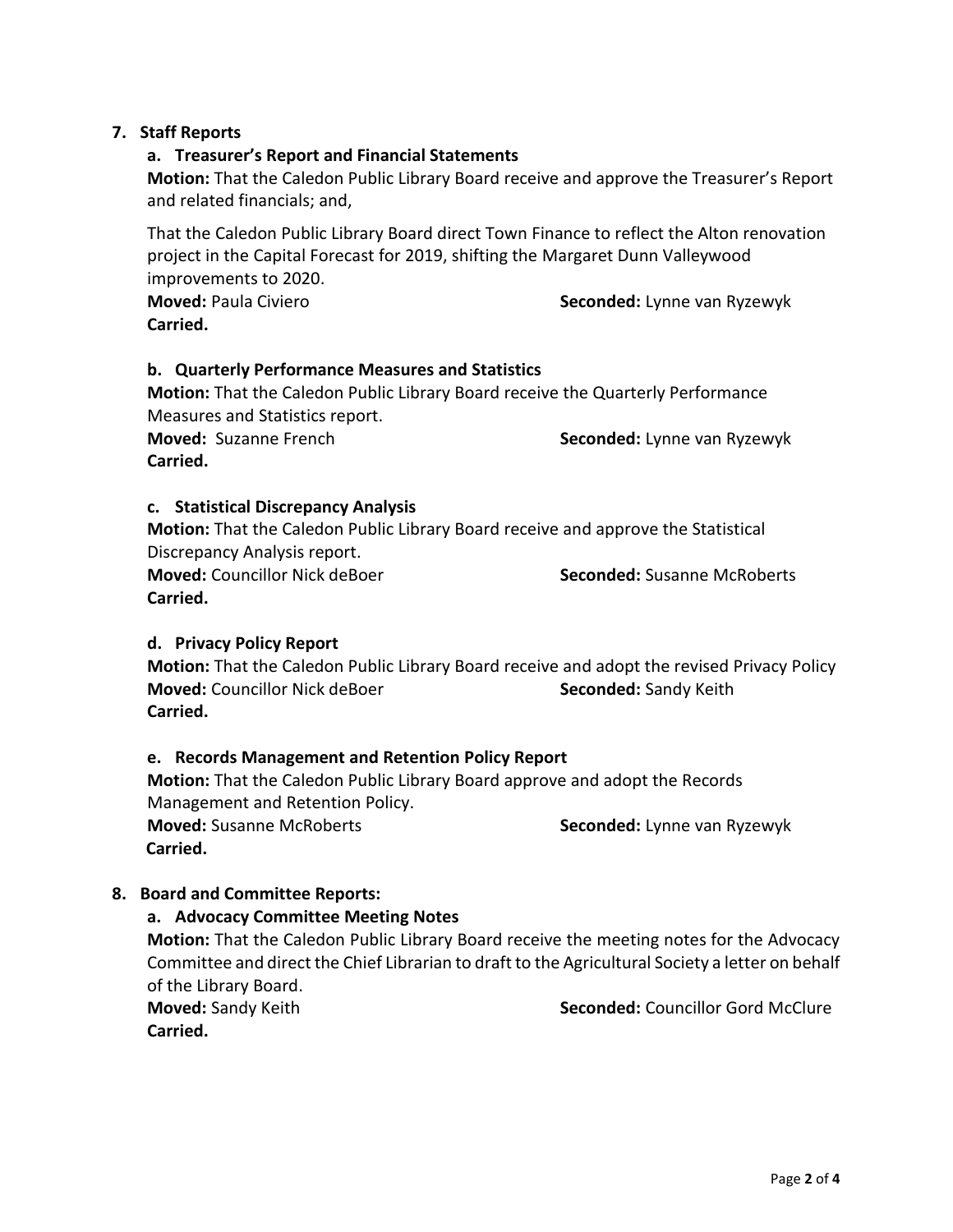**7. Staff Reports**

**a. Treasurer's Report and Financial Statements**

**Motion:** That the Caledon Public Library Board receive and approve the Treasurer's Report and related financials; and,

That the Caledon Public Library Board direct Town Finance to reflect the Alton renovation project in the Capital Forecast for 2019, shifting the Margaret Dunn Valleywood improvements to 2020.

**Moved:** Paula Civiero **Seconded:** Lynne van Ryzewyk

**Carried.**

**b. Quarterly Performance Measures and Statistics**

**Motion:** That the Caledon Public Library Board receive the Quarterly Performance Measures and Statistics report.

**Moved:** Suzanne French **Seconded:** Lynne van Ryzewyk

**Carried.**

**c. Statistical Discrepancy Analysis**

**Motion:** That the Caledon Public Library Board receive and approve the Statistical Discrepancy Analysis report.

**Moved:** Councillor Nick deBoer **Seconded:** Susanne McRoberts

**Carried.**

**d. Privacy Policy Report**

**Motion:** That the Caledon Public Library Board receive and adopt the revised Privacy Policy

**Moved:** Councillor Nick deBoer **Seconded:** Sandy Keith

**Carried.**

**e. Records Management and Retention Policy Report**

**Motion:** That the Caledon Public Library Board approve and adopt the Records Management and Retention Policy.

**Moved:** Susanne McRoberts **Seconded:** Lynne van Ryzewyk

**Carried.**

**8. Board and Committee Reports:**

**a. Advocacy Committee Meeting Notes**

**Motion:** That the Caledon Public Library Board receive the meeting notes for the Advocacy Committee and direct the Chief Librarian to draft to the Agricultural Society a letter on behalf of the Library Board.

**Moved:** Sandy Keith **Seconded:** Councillor Gord McClure

**Carried.**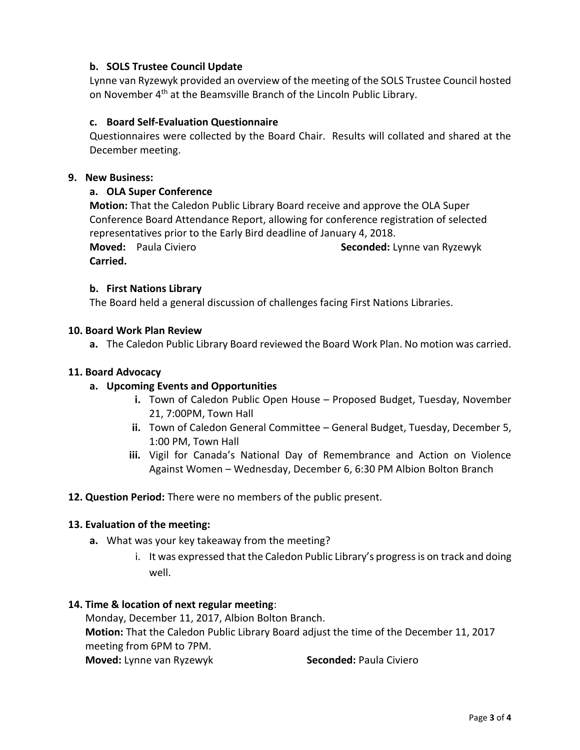**b. SOLS Trustee Council Update**

Lynne van Ryzewyk provided an overview of the meeting of the SOLS Trustee Council hosted on November 4th at the Beamsville Branch of the Lincoln Public Library.

**c. Board Self-Evaluation Questionnaire**

Questionnaires were collected by the Board Chair. Results will collated and shared at the December meeting.

**9. New Business:**

**a. OLA Super Conference**

**Motion:** That the Caledon Public Library Board receive and approve the OLA Super Conference Board Attendance Report, allowing for conference registration of selected representatives prior to the Early Bird deadline of January 4, 2018.

**Moved:** Paula Civiero **Seconded:** Lynne van Ryzewyk

**Carried.**

**b. First Nations Library**

The Board held a general discussion of challenges facing First Nations Libraries.

**10. Board Work Plan Review**

**a.** The Caledon Public Library Board reviewed the Board Work Plan. No motion was carried.

**11. Board Advocacy**

**a. Upcoming Events and Opportunities**

- **i.** Town of Caledon Public Open House – Proposed Budget, Tuesday, November 21, 7:00PM, Town Hall
- **ii.** Town of Caledon General Committee – General Budget, Tuesday, December 5, 1:00 PM, Town Hall
- **iii.** Vigil for Canada's National Day of Remembrance and Action on Violence Against Women – Wednesday, December 6, 6:30 PM Albion Bolton Branch

**12. Question Period:** There were no members of the public present.

**13. Evaluation of the meeting:**

**a.** What was your key takeaway from the meeting?

i. It was expressed that the Caledon Public Library's progress is on track and doing well.

**14. Time & location of next regular meeting**:

Monday, December 11, 2017, Albion Bolton Branch.

**Motion:** That the Caledon Public Library Board adjust the time of the December 11, 2017 meeting from 6PM to 7PM.

**Moved:** Lynne van Ryzewyk **Seconded:** Paula Civiero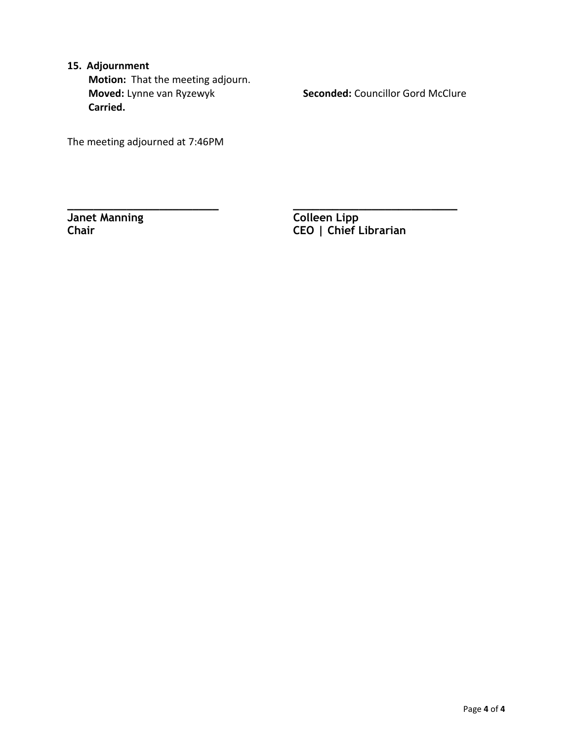**15. Adjournment**

**Motion:** That the meeting adjourn.

**Moved:** Lynne van Ryzewyk **Seconded:** Councillor Gord McClure

**Carried.**

The meeting adjourned at 7:46PM

_________________________

**Janet Manning**
**Chair**

_________________________

**Colleen Lipp**
**CEO | Chief Librarian**